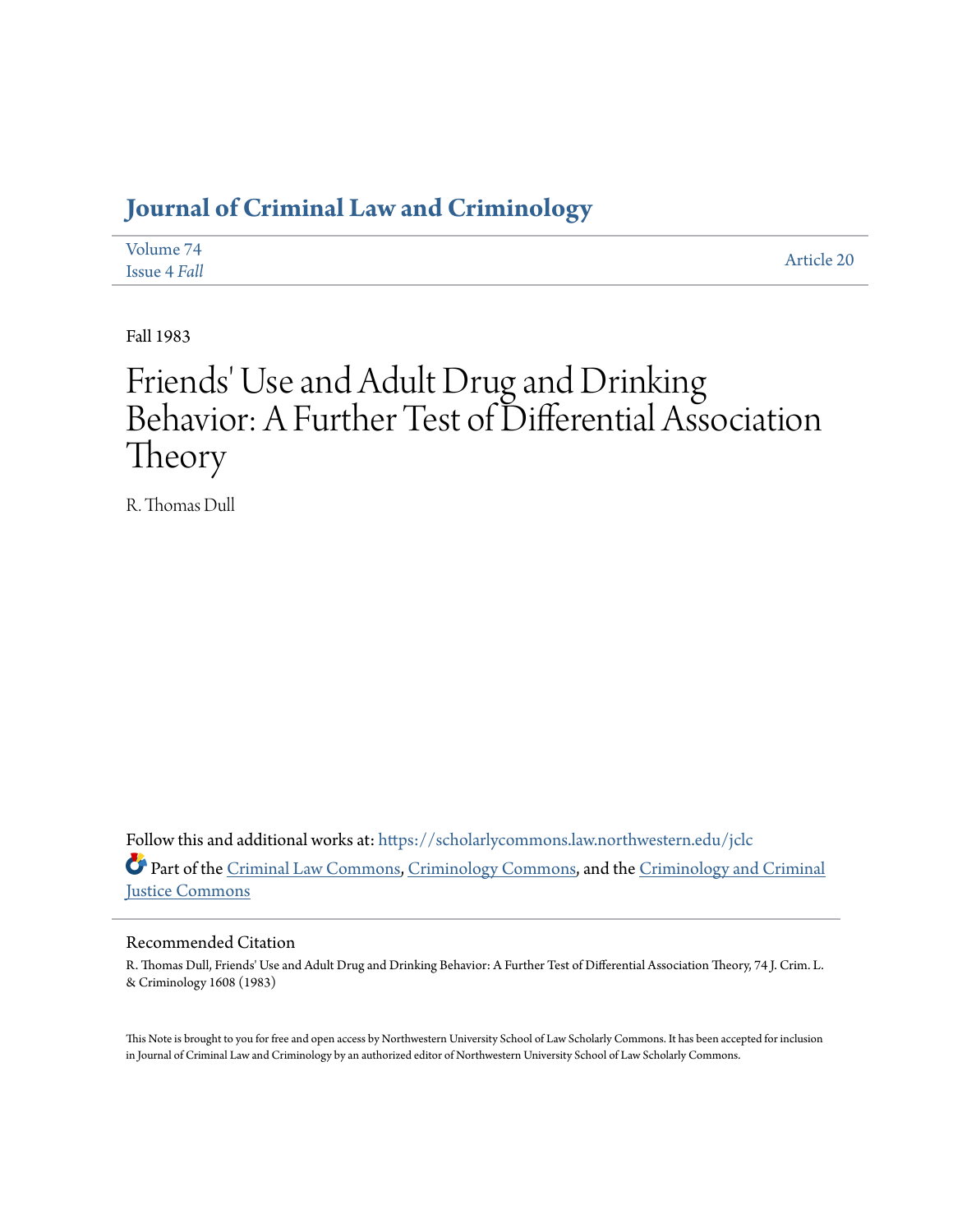# Journal of Criminal Law and Criminology

Volume 74
Issue 4 *Fall*

Article 20

Fall 1983

# Friends' Use and Adult Drug and Drinking Behavior: A Further Test of Differential Association Theory

R. Thomas Dull

Follow this and additional works at: https://scholarlycommons.law.northwestern.edu/jclc

Part of the Criminal Law Commons, Criminology Commons, and the Criminology and Criminal Justice Commons

## Recommended Citation

R. Thomas Dull, Friends' Use and Adult Drug and Drinking Behavior: A Further Test of Differential Association Theory, 74 J. Crim. L. & Criminology 1608 (1983)

This Note is brought to you for free and open access by Northwestern University School of Law Scholarly Commons. It has been accepted for inclusion in Journal of Criminal Law and Criminology by an authorized editor of Northwestern University School of Law Scholarly Commons.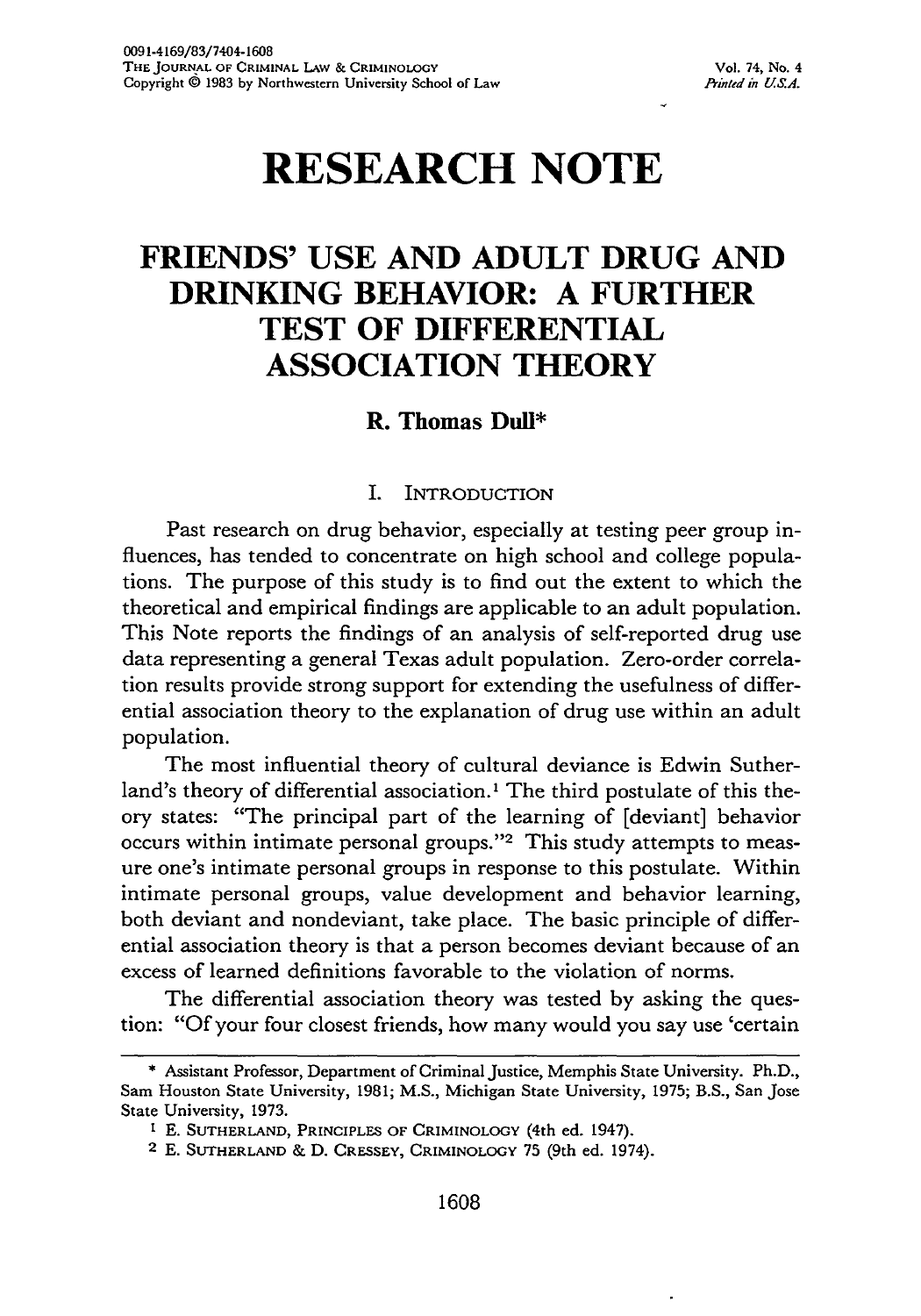# RESEARCH NOTE

# FRIENDS' USE AND ADULT DRUG AND DRINKING BEHAVIOR: A FURTHER TEST OF DIFFERENTIAL ASSOCIATION THEORY

**R. Thomas Dull***

## I. INTRODUCTION

Past research on drug behavior, especially at testing peer group influences, has tended to concentrate on high school and college populations. The purpose of this study is to find out the extent to which the theoretical and empirical findings are applicable to an adult population. This Note reports the findings of an analysis of self-reported drug use data representing a general Texas adult population. Zero-order correlation results provide strong support for extending the usefulness of differential association theory to the explanation of drug use within an adult population.

The most influential theory of cultural deviance is Edwin Sutherland's theory of differential association.[1] The third postulate of this theory states: "The principal part of the learning of [deviant] behavior occurs within intimate personal groups."[2] This study attempts to measure one's intimate personal groups in response to this postulate. Within intimate personal groups, value development and behavior learning, both deviant and nondeviant, take place. The basic principle of differential association theory is that a person becomes deviant because of an excess of learned definitions favorable to the violation of norms.

The differential association theory was tested by asking the question: "Of your four closest friends, how many would you say use 'certain

---

* Assistant Professor, Department of Criminal Justice, Memphis State University. Ph.D., Sam Houston State University, 1981; M.S., Michigan State University, 1975; B.S., San Jose State University, 1973.

[1] E. SUTHERLAND, PRINCIPLES OF CRIMINOLOGY (4th ed. 1947).

[2] E. SUTHERLAND & D. CRESSEY, CRIMINOLOGY 75 (9th ed. 1974).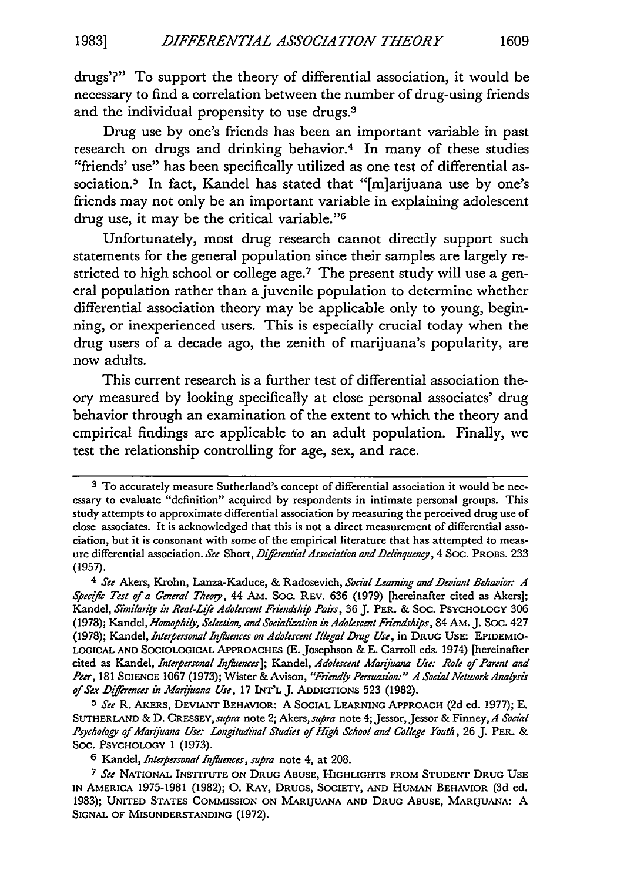drugs'?" To support the theory of differential association, it would be necessary to find a correlation between the number of drug-using friends and the individual propensity to use drugs.[3]

Drug use by one's friends has been an important variable in past research on drugs and drinking behavior.[4] In many of these studies "friends' use" has been specifically utilized as one test of differential association.[5] In fact, Kandel has stated that "[m]arijuana use by one's friends may not only be an important variable in explaining adolescent drug use, it may be the critical variable."[6]

Unfortunately, most drug research cannot directly support such statements for the general population since their samples are largely restricted to high school or college age.[7] The present study will use a general population rather than a juvenile population to determine whether differential association theory may be applicable only to young, beginning, or inexperienced users. This is especially crucial today when the drug users of a decade ago, the zenith of marijuana's popularity, are now adults.

This current research is a further test of differential association theory measured by looking specifically at close personal associates' drug behavior through an examination of the extent to which the theory and empirical findings are applicable to an adult population. Finally, we test the relationship controlling for age, sex, and race.

---

[3] To accurately measure Sutherland's concept of differential association it would be necessary to evaluate "definition" acquired by respondents in intimate personal groups. This study attempts to approximate differential association by measuring the perceived drug use of close associates. It is acknowledged that this is not a direct measurement of differential association, but it is consonant with some of the empirical literature that has attempted to measure differential association. *See* Short, *Differential Association and Delinquency*, 4 SOC. PROBS. 233 (1957).

[4] *See* Akers, Krohn, Lanza-Kaduce, & Radosevich, *Social Learning and Deviant Behavior: A Specific Test of a General Theory*, 44 AM. SOC. REV. 636 (1979) [hereinafter cited as Akers]; Kandel, *Similarity in Real-Life Adolescent Friendship Pairs*, 36 J. PER. & SOC. PSYCHOLOGY 306 (1978); Kandel, *Homophily, Selection, and Socialization in Adolescent Friendships*, 84 AM. J. SOC. 427 (1978); Kandel, *Interpersonal Influences on Adolescent Illegal Drug Use*, in DRUG USE: EPIDEMIOLOGICAL AND SOCIOLOGICAL APPROACHES (E. Josephson & E. Carroll eds. 1974) [hereinafter cited as Kandel, *Interpersonal Influences*]; Kandel, *Adolescent Marijuana Use: Role of Parent and Peer*, 181 SCIENCE 1067 (1973); Wister & Avison, *"Friendly Persuasion:" A Social Network Analysis of Sex Differences in Marijuana Use*, 17 INT'L J. ADDICTIONS 523 (1982).

[5] *See* R. AKERS, DEVIANT BEHAVIOR: A SOCIAL LEARNING APPROACH (2d ed. 1977); E. SUTHERLAND & D. CRESSEY, *supra* note 2; Akers, *supra* note 4; Jessor, Jessor & Finney, *A Social Psychology of Marijuana Use: Longitudinal Studies of High School and College Youth*, 26 J. PER. & SOC. PSYCHOLOGY 1 (1973).

[6] Kandel, *Interpersonal Influences*, *supra* note 4, at 208.

[7] *See* NATIONAL INSTITUTE ON DRUG ABUSE, HIGHLIGHTS FROM STUDENT DRUG USE IN AMERICA 1975-1981 (1982); O. RAY, DRUGS, SOCIETY, AND HUMAN BEHAVIOR (3d ed. 1983); UNITED STATES COMMISSION ON MARIJUANA AND DRUG ABUSE, MARIJUANA: A SIGNAL OF MISUNDERSTANDING (1972).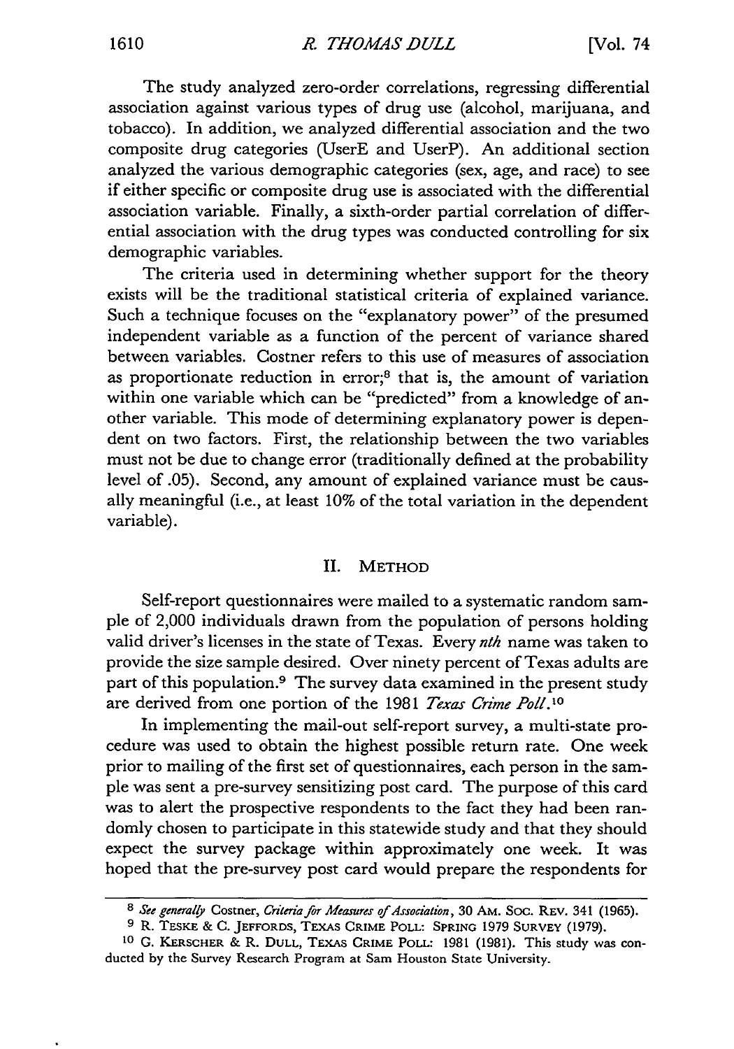The study analyzed zero-order correlations, regressing differential association against various types of drug use (alcohol, marijuana, and tobacco). In addition, we analyzed differential association and the two composite drug categories (UserE and UserP). An additional section analyzed the various demographic categories (sex, age, and race) to see if either specific or composite drug use is associated with the differential association variable. Finally, a sixth-order partial correlation of differential association with the drug types was conducted controlling for six demographic variables.

The criteria used in determining whether support for the theory exists will be the traditional statistical criteria of explained variance. Such a technique focuses on the "explanatory power" of the presumed independent variable as a function of the percent of variance shared between variables. Costner refers to this use of measures of association as proportionate reduction in error;[8] that is, the amount of variation within one variable which can be "predicted" from a knowledge of another variable. This mode of determining explanatory power is dependent on two factors. First, the relationship between the two variables must not be due to change error (traditionally defined at the probability level of .05). Second, any amount of explained variance must be causally meaningful (i.e., at least 10% of the total variation in the dependent variable).

## II. METHOD

Self-report questionnaires were mailed to a systematic random sample of 2,000 individuals drawn from the population of persons holding valid driver's licenses in the state of Texas. Every *nth* name was taken to provide the size sample desired. Over ninety percent of Texas adults are part of this population.[9] The survey data examined in the present study are derived from one portion of the 1981 *Texas Crime Poll*.[10]

In implementing the mail-out self-report survey, a multi-state procedure was used to obtain the highest possible return rate. One week prior to mailing of the first set of questionnaires, each person in the sample was sent a pre-survey sensitizing post card. The purpose of this card was to alert the prospective respondents to the fact they had been randomly chosen to participate in this statewide study and that they should expect the survey package within approximately one week. It was hoped that the pre-survey post card would prepare the respondents for

---

[8] *See generally* Costner, *Criteria for Measures of Association*, 30 AM. SOC. REV. 341 (1965).

[9] R. TESKE & C. JEFFORDS, TEXAS CRIME POLL: SPRING 1979 SURVEY (1979).

[10] G. KERSCHER & R. DULL, TEXAS CRIME POLL: 1981 (1981). This study was conducted by the Survey Research Program at Sam Houston State University.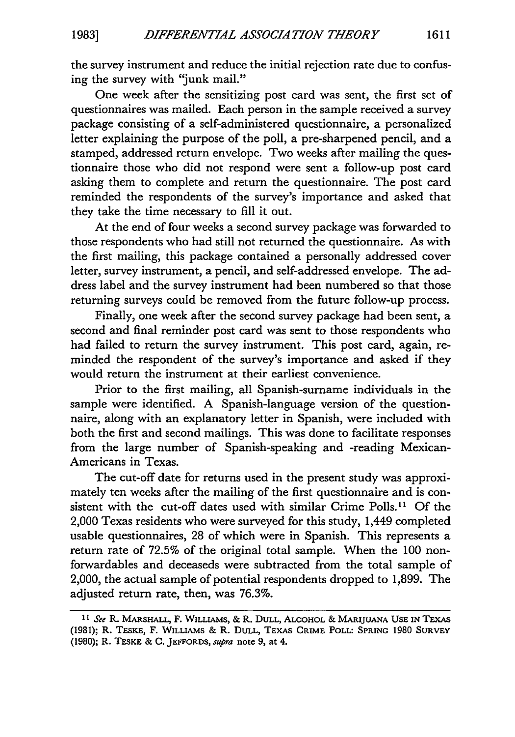the survey instrument and reduce the initial rejection rate due to confusing the survey with "junk mail."

One week after the sensitizing post card was sent, the first set of questionnaires was mailed. Each person in the sample received a survey package consisting of a self-administered questionnaire, a personalized letter explaining the purpose of the poll, a pre-sharpened pencil, and a stamped, addressed return envelope. Two weeks after mailing the questionnaire those who did not respond were sent a follow-up post card asking them to complete and return the questionnaire. The post card reminded the respondents of the survey's importance and asked that they take the time necessary to fill it out.

At the end of four weeks a second survey package was forwarded to those respondents who had still not returned the questionnaire. As with the first mailing, this package contained a personally addressed cover letter, survey instrument, a pencil, and self-addressed envelope. The address label and the survey instrument had been numbered so that those returning surveys could be removed from the future follow-up process.

Finally, one week after the second survey package had been sent, a second and final reminder post card was sent to those respondents who had failed to return the survey instrument. This post card, again, reminded the respondent of the survey's importance and asked if they would return the instrument at their earliest convenience.

Prior to the first mailing, all Spanish-surname individuals in the sample were identified. A Spanish-language version of the questionnaire, along with an explanatory letter in Spanish, were included with both the first and second mailings. This was done to facilitate responses from the large number of Spanish-speaking and -reading Mexican-Americans in Texas.

The cut-off date for returns used in the present study was approximately ten weeks after the mailing of the first questionnaire and is consistent with the cut-off dates used with similar Crime Polls.[11] Of the 2,000 Texas residents who were surveyed for this study, 1,449 completed usable questionnaires, 28 of which were in Spanish. This represents a return rate of 72.5% of the original total sample. When the 100 non-forwardables and deceaseds were subtracted from the total sample of 2,000, the actual sample of potential respondents dropped to 1,899. The adjusted return rate, then, was 76.3%.

---

[11] *See* R. Marshall, F. Williams, & R. Dull, Alcohol & Marijuana Use in Texas (1981); R. Teske, F. Williams & R. Dull, Texas Crime Poll: Spring 1980 Survey (1980); R. Teske & C. Jeffords, *supra* note 9, at 4.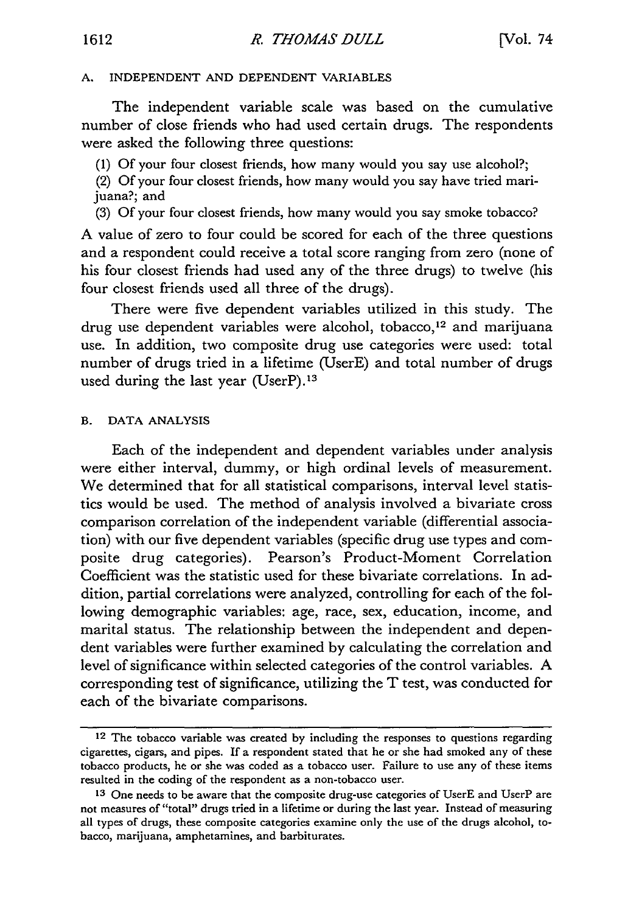### A. INDEPENDENT AND DEPENDENT VARIABLES

The independent variable scale was based on the cumulative number of close friends who had used certain drugs. The respondents were asked the following three questions:

(1) Of your four closest friends, how many would you say use alcohol?;

(2) Of your four closest friends, how many would you say have tried marijuana?; and

(3) Of your four closest friends, how many would you say smoke tobacco?

A value of zero to four could be scored for each of the three questions and a respondent could receive a total score ranging from zero (none of his four closest friends had used any of the three drugs) to twelve (his four closest friends used all three of the drugs).

There were five dependent variables utilized in this study. The drug use dependent variables were alcohol, tobacco,[12] and marijuana use. In addition, two composite drug use categories were used: total number of drugs tried in a lifetime (UserE) and total number of drugs used during the last year (UserP).[13]

### B. DATA ANALYSIS

Each of the independent and dependent variables under analysis were either interval, dummy, or high ordinal levels of measurement. We determined that for all statistical comparisons, interval level statistics would be used. The method of analysis involved a bivariate cross comparison correlation of the independent variable (differential association) with our five dependent variables (specific drug use types and composite drug categories). Pearson's Product-Moment Correlation Coefficient was the statistic used for these bivariate correlations. In addition, partial correlations were analyzed, controlling for each of the following demographic variables: age, race, sex, education, income, and marital status. The relationship between the independent and dependent variables were further examined by calculating the correlation and level of significance within selected categories of the control variables. A corresponding test of significance, utilizing the T test, was conducted for each of the bivariate comparisons.

---

[12] The tobacco variable was created by including the responses to questions regarding cigarettes, cigars, and pipes. If a respondent stated that he or she had smoked any of these tobacco products, he or she was coded as a tobacco user. Failure to use any of these items resulted in the coding of the respondent as a non-tobacco user.

[13] One needs to be aware that the composite drug-use categories of UserE and UserP are not measures of "total" drugs tried in a lifetime or during the last year. Instead of measuring all types of drugs, these composite categories examine only the use of the drugs alcohol, tobacco, marijuana, amphetamines, and barbiturates.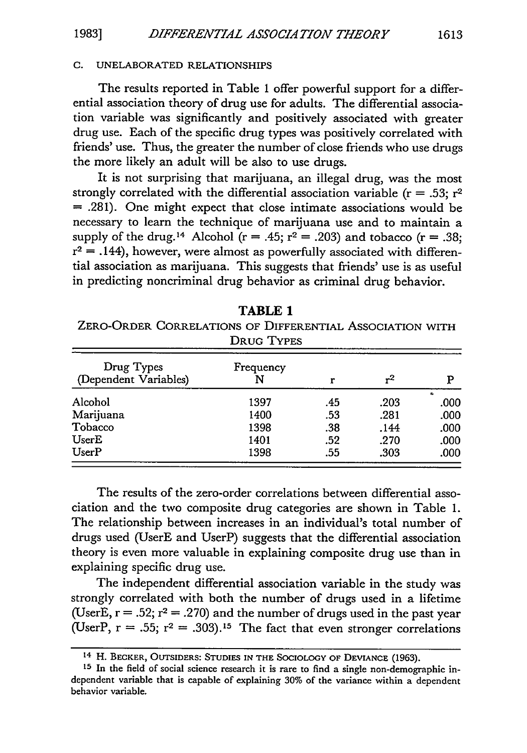### C. UNELABORATED RELATIONSHIPS

The results reported in Table 1 offer powerful support for a differential association theory of drug use for adults. The differential association variable was significantly and positively associated with greater drug use. Each of the specific drug types was positively correlated with friends' use. Thus, the greater the number of close friends who use drugs the more likely an adult will be also to use drugs.

It is not surprising that marijuana, an illegal drug, was the most strongly correlated with the differential association variable ($r = .53$; $r^2 = .281$). One might expect that close intimate associations would be necessary to learn the technique of marijuana use and to maintain a supply of the drug.[14] Alcohol ($r = .45$; $r^2 = .203$) and tobacco ($r = .38$; $r^2 = .144$), however, were almost as powerfully associated with differential association as marijuana. This suggests that friends' use is as useful in predicting noncriminal drug behavior as criminal drug behavior.

**TABLE 1**

ZERO-ORDER CORRELATIONS OF DIFFERENTIAL ASSOCIATION WITH DRUG TYPES

| Drug Types (Dependent Variables) | Frequency N | r | $r^2$ | P |
|---|---|---|---|---|
| Alcohol | 1397 | .45 | .203 | .000 |
| Marijuana | 1400 | .53 | .281 | .000 |
| Tobacco | 1398 | .38 | .144 | .000 |
| UserE | 1401 | .52 | .270 | .000 |
| UserP | 1398 | .55 | .303 | .000 |

The results of the zero-order correlations between differential association and the two composite drug categories are shown in Table 1. The relationship between increases in an individual's total number of drugs used (UserE and UserP) suggests that the differential association theory is even more valuable in explaining composite drug use than in explaining specific drug use.

The independent differential association variable in the study was strongly correlated with both the number of drugs used in a lifetime (UserE, $r = .52$; $r^2 = .270$) and the number of drugs used in the past year (UserP, $r = .55$; $r^2 = .303$).[15] The fact that even stronger correlations

---

[14] H. BECKER, OUTSIDERS: STUDIES IN THE SOCIOLOGY OF DEVIANCE (1963).

[15] In the field of social science research it is rare to find a single non-demographic independent variable that is capable of explaining 30% of the variance within a dependent behavior variable.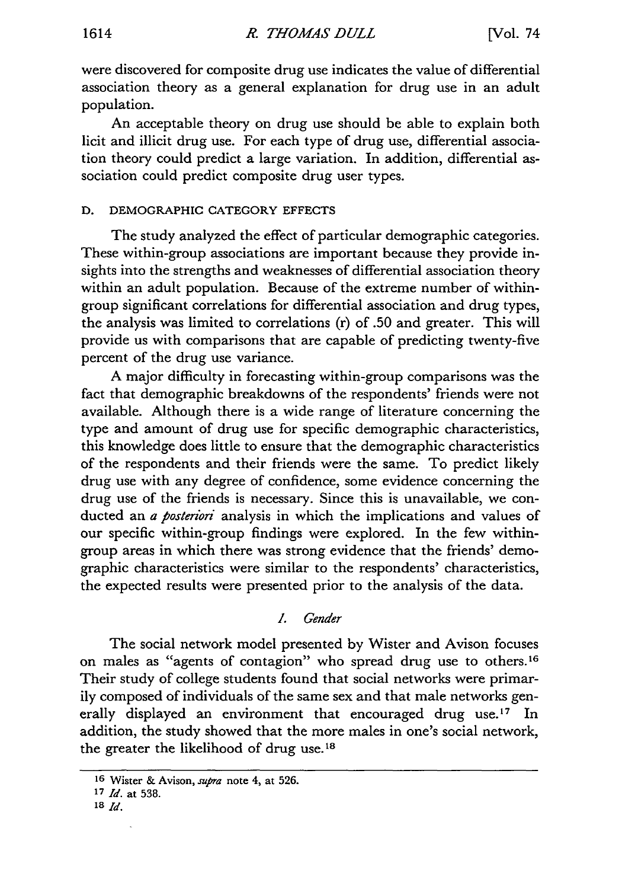were discovered for composite drug use indicates the value of differential association theory as a general explanation for drug use in an adult population.

An acceptable theory on drug use should be able to explain both licit and illicit drug use. For each type of drug use, differential association theory could predict a large variation. In addition, differential association could predict composite drug user types.

### D. DEMOGRAPHIC CATEGORY EFFECTS

The study analyzed the effect of particular demographic categories. These within-group associations are important because they provide insights into the strengths and weaknesses of differential association theory within an adult population. Because of the extreme number of within-group significant correlations for differential association and drug types, the analysis was limited to correlations (r) of .50 and greater. This will provide us with comparisons that are capable of predicting twenty-five percent of the drug use variance.

A major difficulty in forecasting within-group comparisons was the fact that demographic breakdowns of the respondents' friends were not available. Although there is a wide range of literature concerning the type and amount of drug use for specific demographic characteristics, this knowledge does little to ensure that the demographic characteristics of the respondents and their friends were the same. To predict likely drug use with any degree of confidence, some evidence concerning the drug use of the friends is necessary. Since this is unavailable, we conducted an *a posteriori* analysis in which the implications and values of our specific within-group findings were explored. In the few within-group areas in which there was strong evidence that the friends' demographic characteristics were similar to the respondents' characteristics, the expected results were presented prior to the analysis of the data.

#### *1. Gender*

The social network model presented by Wister and Avison focuses on males as "agents of contagion" who spread drug use to others.[16] Their study of college students found that social networks were primarily composed of individuals of the same sex and that male networks generally displayed an environment that encouraged drug use.[17] In addition, the study showed that the more males in one's social network, the greater the likelihood of drug use.[18]

---

[16] Wister & Avison, *supra* note 4, at 526.

[17] *Id.* at 538.

[18] *Id.*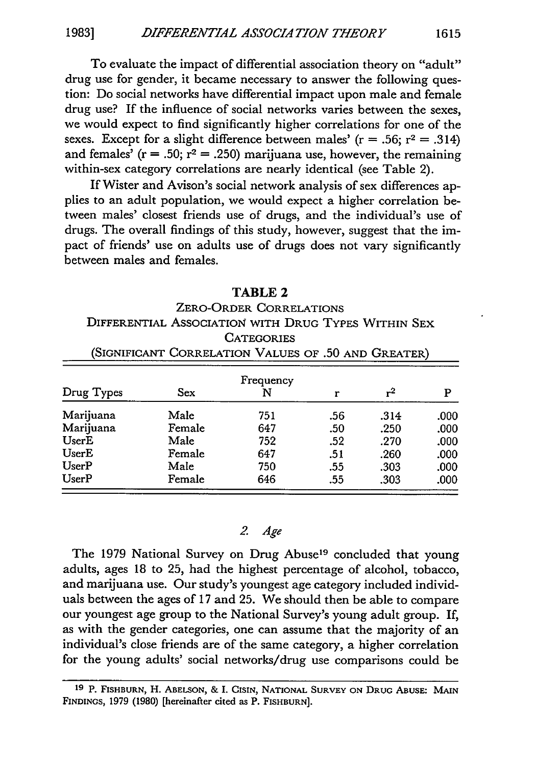To evaluate the impact of differential association theory on "adult" drug use for gender, it became necessary to answer the following question: Do social networks have differential impact upon male and female drug use? If the influence of social networks varies between the sexes, we would expect to find significantly higher correlations for one of the sexes. Except for a slight difference between males' ($r = .56$; $r^2 = .314$) and females' ($r = .50$; $r^2 = .250$) marijuana use, however, the remaining within-sex category correlations are nearly identical (see Table 2).

If Wister and Avison's social network analysis of sex differences applies to an adult population, we would expect a higher correlation between males' closest friends use of drugs, and the individual's use of drugs. The overall findings of this study, however, suggest that the impact of friends' use on adults use of drugs does not vary significantly between males and females.

**TABLE 2**

ZERO-ORDER CORRELATIONS
DIFFERENTIAL ASSOCIATION WITH DRUG TYPES WITHIN SEX CATEGORIES
(SIGNIFICANT CORRELATION VALUES OF .50 AND GREATER)

| Drug Types | Sex | Frequency N | r | $r^2$ | P |
|---|---|---|---|---|---|
| Marijuana | Male | 751 | .56 | .314 | .000 |
| Marijuana | Female | 647 | .50 | .250 | .000 |
| UserE | Male | 752 | .52 | .270 | .000 |
| UserE | Female | 647 | .51 | .260 | .000 |
| UserP | Male | 750 | .55 | .303 | .000 |
| UserP | Female | 646 | .55 | .303 | .000 |

### *2. Age*

The 1979 National Survey on Drug Abuse[19] concluded that young adults, ages 18 to 25, had the highest percentage of alcohol, tobacco, and marijuana use. Our study's youngest age category included individuals between the ages of 17 and 25. We should then be able to compare our youngest age group to the National Survey's young adult group. If, as with the gender categories, one can assume that the majority of an individual's close friends are of the same category, a higher correlation for the young adults' social networks/drug use comparisons could be

[19] P. FISHBURN, H. ABELSON, & I. CISIN, NATIONAL SURVEY ON DRUG ABUSE: MAIN FINDINGS, 1979 (1980) [hereinafter cited as P. FISHBURN].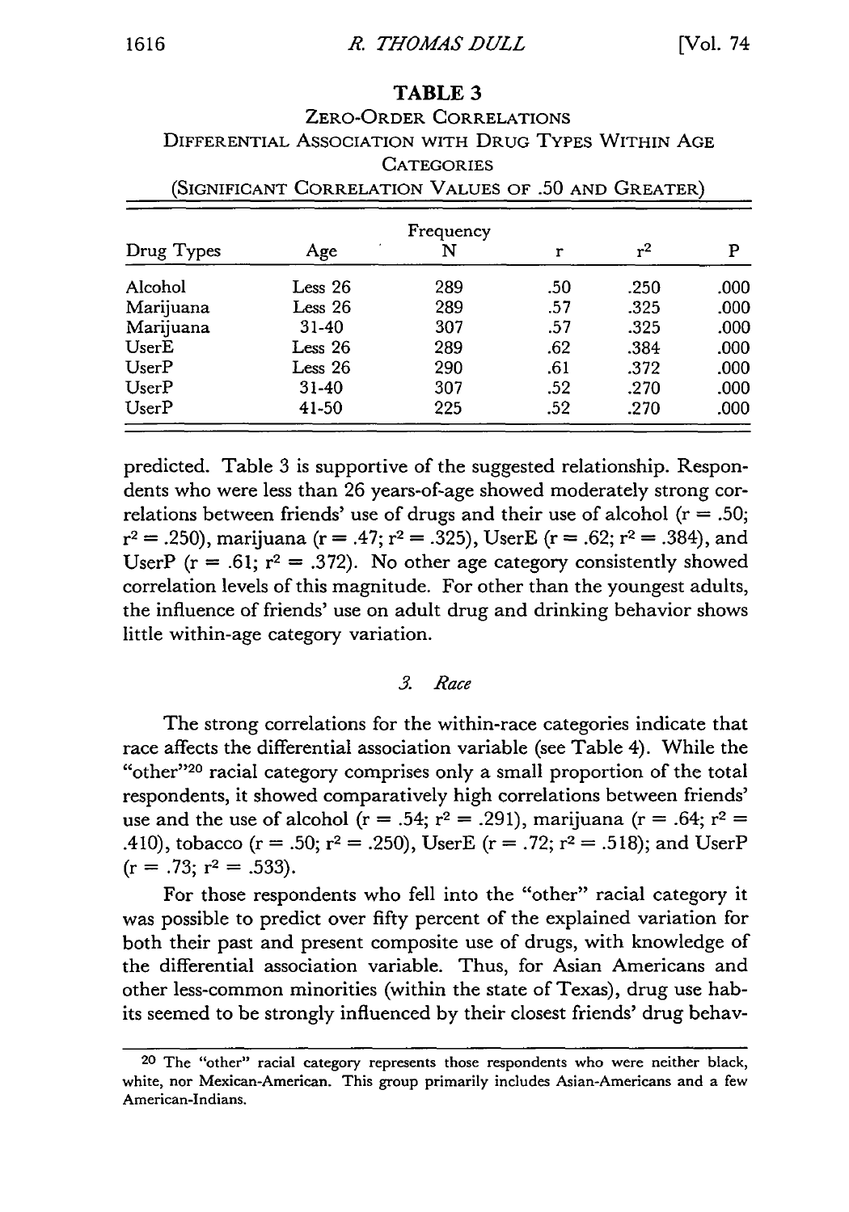**TABLE 3**

ZERO-ORDER CORRELATIONS
DIFFERENTIAL ASSOCIATION WITH DRUG TYPES WITHIN AGE CATEGORIES
(SIGNIFICANT CORRELATION VALUES OF .50 AND GREATER)

| Drug Types | Age | Frequency N | r | $r^2$ | P |
|---|---|---|---|---|---|
| Alcohol | Less 26 | 289 | .50 | .250 | .000 |
| Marijuana | Less 26 | 289 | .57 | .325 | .000 |
| Marijuana | 31-40 | 307 | .57 | .325 | .000 |
| UserE | Less 26 | 289 | .62 | .384 | .000 |
| UserP | Less 26 | 290 | .61 | .372 | .000 |
| UserP | 31-40 | 307 | .52 | .270 | .000 |
| UserP | 41-50 | 225 | .52 | .270 | .000 |

predicted. Table 3 is supportive of the suggested relationship. Respondents who were less than 26 years-of-age showed moderately strong correlations between friends' use of drugs and their use of alcohol ($r = .50$; $r^2 = .250$), marijuana ($r = .47$; $r^2 = .325$), UserE ($r = .62$; $r^2 = .384$), and UserP ($r = .61$; $r^2 = .372$). No other age category consistently showed correlation levels of this magnitude. For other than the youngest adults, the influence of friends' use on adult drug and drinking behavior shows little within-age category variation.

### *3. Race*

The strong correlations for the within-race categories indicate that race affects the differential association variable (see Table 4). While the "other"[20] racial category comprises only a small proportion of the total respondents, it showed comparatively high correlations between friends' use and the use of alcohol ($r = .54$; $r^2 = .291$), marijuana ($r = .64$; $r^2 = .410$), tobacco ($r = .50$; $r^2 = .250$), UserE ($r = .72$; $r^2 = .518$); and UserP ($r = .73$; $r^2 = .533$).

For those respondents who fell into the "other" racial category it was possible to predict over fifty percent of the explained variation for both their past and present composite use of drugs, with knowledge of the differential association variable. Thus, for Asian Americans and other less-common minorities (within the state of Texas), drug use habits seemed to be strongly influenced by their closest friends' drug behav-

[20] The "other" racial category represents those respondents who were neither black, white, nor Mexican-American. This group primarily includes Asian-Americans and a few American-Indians.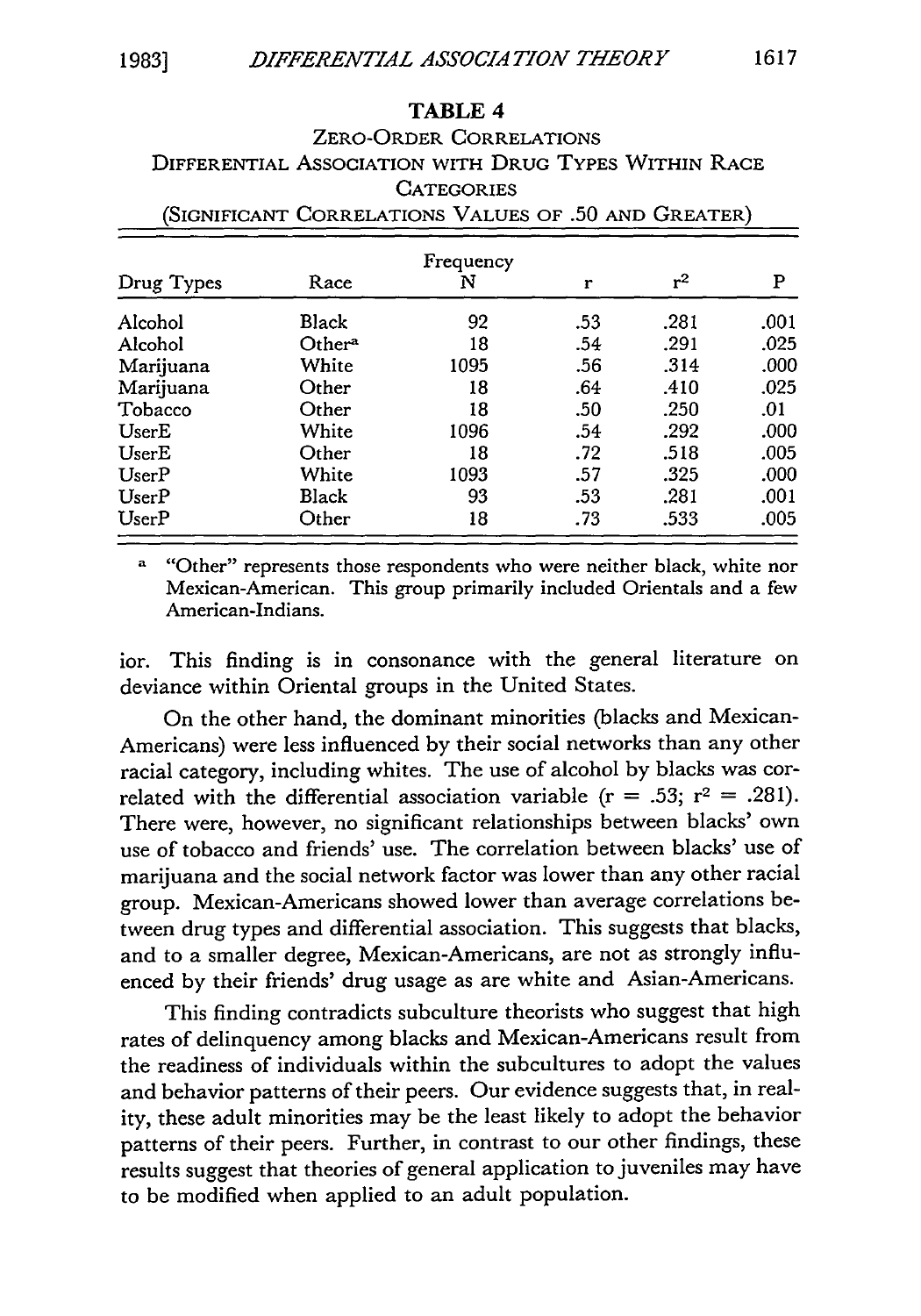### TABLE 4

ZERO-ORDER CORRELATIONS
DIFFERENTIAL ASSOCIATION WITH DRUG TYPES WITHIN RACE CATEGORIES
(SIGNIFICANT CORRELATIONS VALUES OF .50 AND GREATER)

| Drug Types | Race | Frequency N | r | $r^2$ | P |
|---|---|---|---|---|---|
| Alcohol | Black | 92 | .53 | .281 | .001 |
| Alcohol | Other[a] | 18 | .54 | .291 | .025 |
| Marijuana | White | 1095 | .56 | .314 | .000 |
| Marijuana | Other | 18 | .64 | .410 | .025 |
| Tobacco | Other | 18 | .50 | .250 | .01 |
| UserE | White | 1096 | .54 | .292 | .000 |
| UserE | Other | 18 | .72 | .518 | .005 |
| UserP | White | 1093 | .57 | .325 | .000 |
| UserP | Black | 93 | .53 | .281 | .001 |
| UserP | Other | 18 | .73 | .533 | .005 |

[a] "Other" represents those respondents who were neither black, white nor Mexican-American. This group primarily included Orientals and a few American-Indians.

ior. This finding is in consonance with the general literature on deviance within Oriental groups in the United States.

On the other hand, the dominant minorities (blacks and Mexican-Americans) were less influenced by their social networks than any other racial category, including whites. The use of alcohol by blacks was correlated with the differential association variable ($r = .53$; $r^2 = .281$). There were, however, no significant relationships between blacks' own use of tobacco and friends' use. The correlation between blacks' use of marijuana and the social network factor was lower than any other racial group. Mexican-Americans showed lower than average correlations between drug types and differential association. This suggests that blacks, and to a smaller degree, Mexican-Americans, are not as strongly influenced by their friends' drug usage as are white and Asian-Americans.

This finding contradicts subculture theorists who suggest that high rates of delinquency among blacks and Mexican-Americans result from the readiness of individuals within the subcultures to adopt the values and behavior patterns of their peers. Our evidence suggests that, in reality, these adult minorities may be the least likely to adopt the behavior patterns of their peers. Further, in contrast to our other findings, these results suggest that theories of general application to juveniles may have to be modified when applied to an adult population.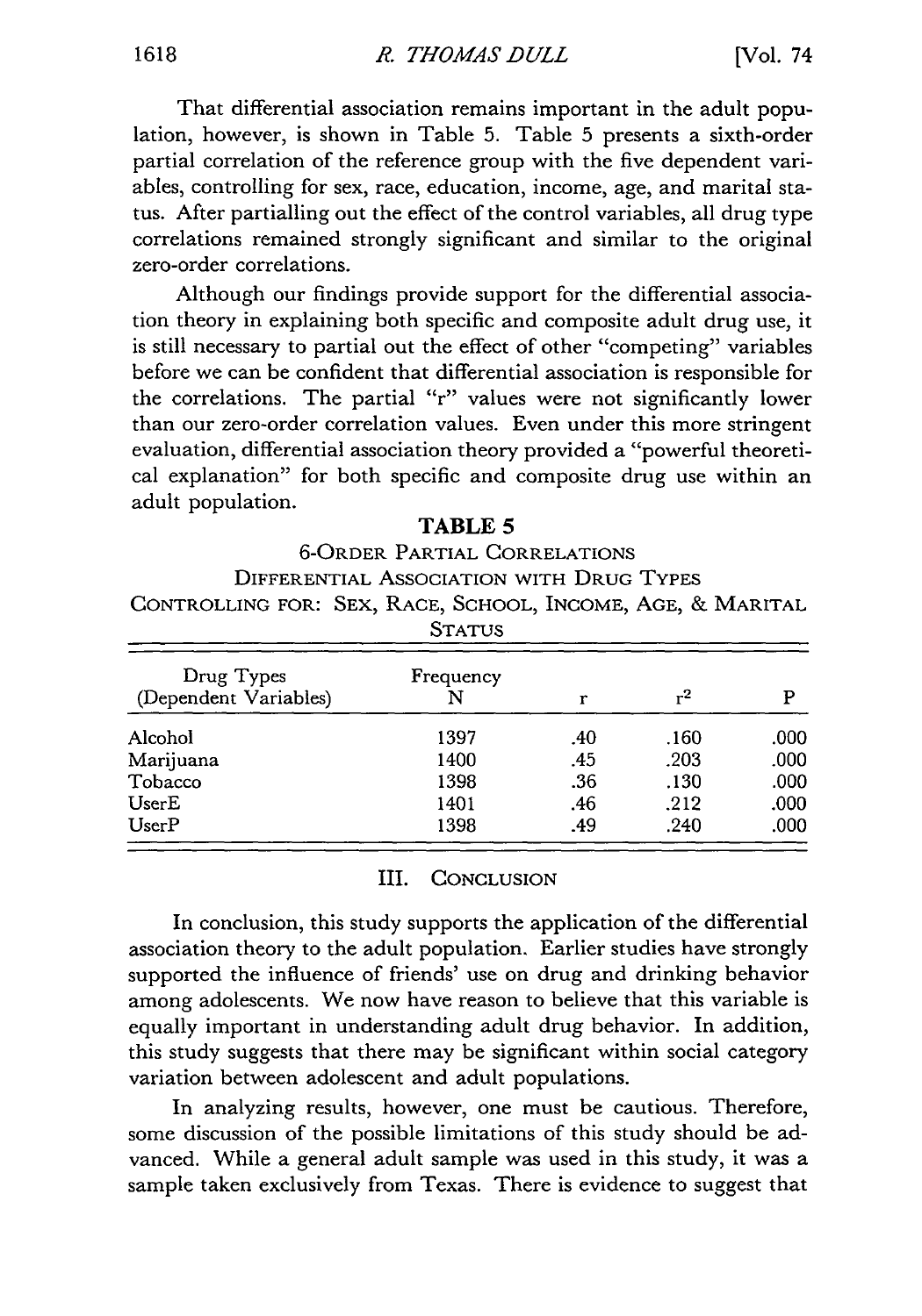That differential association remains important in the adult population, however, is shown in Table 5. Table 5 presents a sixth-order partial correlation of the reference group with the five dependent variables, controlling for sex, race, education, income, age, and marital status. After partialling out the effect of the control variables, all drug type correlations remained strongly significant and similar to the original zero-order correlations.

Although our findings provide support for the differential association theory in explaining both specific and composite adult drug use, it is still necessary to partial out the effect of other "competing" variables before we can be confident that differential association is responsible for the correlations. The partial "r" values were not significantly lower than our zero-order correlation values. Even under this more stringent evaluation, differential association theory provided a "powerful theoretical explanation" for both specific and composite drug use within an adult population.

**TABLE 5**

6-ORDER PARTIAL CORRELATIONS
DIFFERENTIAL ASSOCIATION WITH DRUG TYPES
CONTROLLING FOR: SEX, RACE, SCHOOL, INCOME, AGE, & MARITAL STATUS

| Drug Types (Dependent Variables) | Frequency N | r | $r^2$ | P |
|---|---|---|---|---|
| Alcohol | 1397 | .40 | .160 | .000 |
| Marijuana | 1400 | .45 | .203 | .000 |
| Tobacco | 1398 | .36 | .130 | .000 |
| UserE | 1401 | .46 | .212 | .000 |
| UserP | 1398 | .49 | .240 | .000 |

## III. CONCLUSION

In conclusion, this study supports the application of the differential association theory to the adult population. Earlier studies have strongly supported the influence of friends' use on drug and drinking behavior among adolescents. We now have reason to believe that this variable is equally important in understanding adult drug behavior. In addition, this study suggests that there may be significant within social category variation between adolescent and adult populations.

In analyzing results, however, one must be cautious. Therefore, some discussion of the possible limitations of this study should be advanced. While a general adult sample was used in this study, it was a sample taken exclusively from Texas. There is evidence to suggest that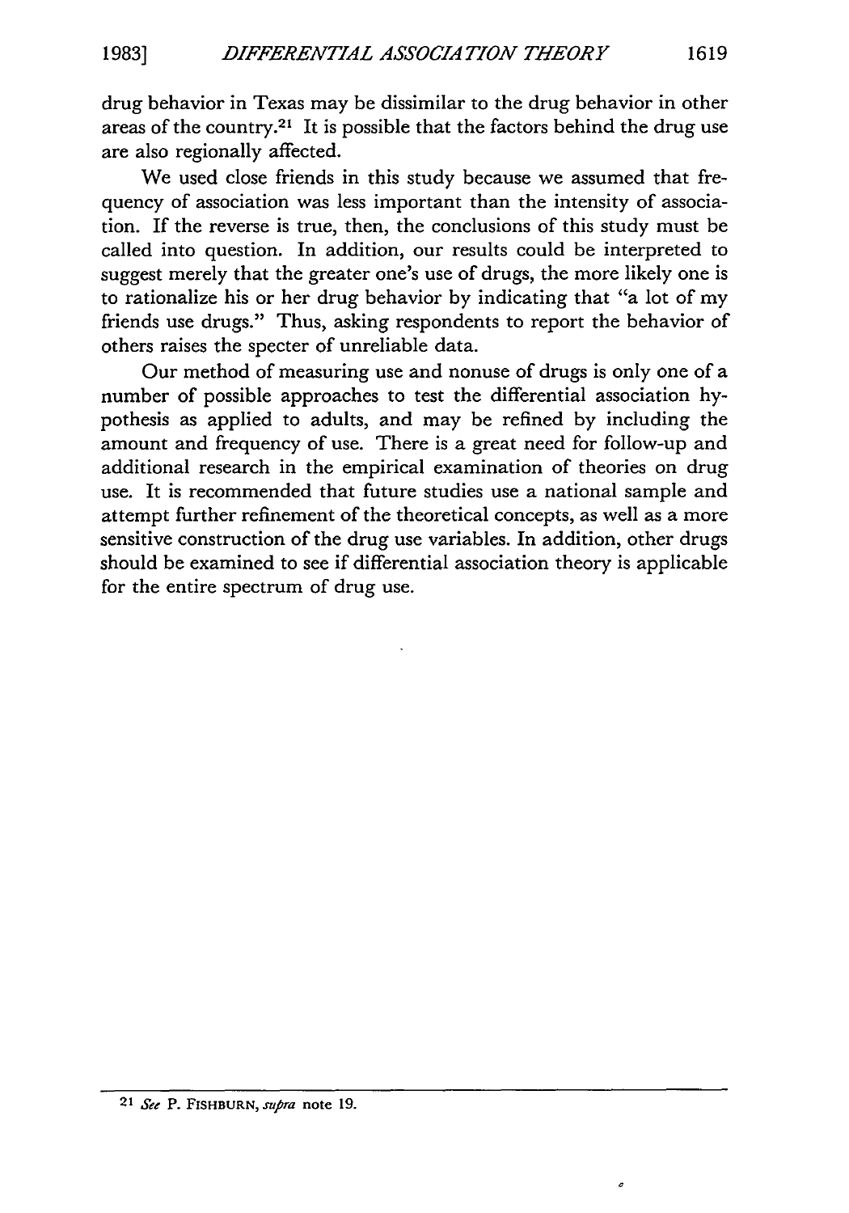drug behavior in Texas may be dissimilar to the drug behavior in other areas of the country.[21] It is possible that the factors behind the drug use are also regionally affected.

We used close friends in this study because we assumed that frequency of association was less important than the intensity of association. If the reverse is true, then, the conclusions of this study must be called into question. In addition, our results could be interpreted to suggest merely that the greater one's use of drugs, the more likely one is to rationalize his or her drug behavior by indicating that "a lot of my friends use drugs." Thus, asking respondents to report the behavior of others raises the specter of unreliable data.

Our method of measuring use and nonuse of drugs is only one of a number of possible approaches to test the differential association hypothesis as applied to adults, and may be refined by including the amount and frequency of use. There is a great need for follow-up and additional research in the empirical examination of theories on drug use. It is recommended that future studies use a national sample and attempt further refinement of the theoretical concepts, as well as a more sensitive construction of the drug use variables. In addition, other drugs should be examined to see if differential association theory is applicable for the entire spectrum of drug use.

---

[21] *See* P. FISHBURN, *supra* note 19.